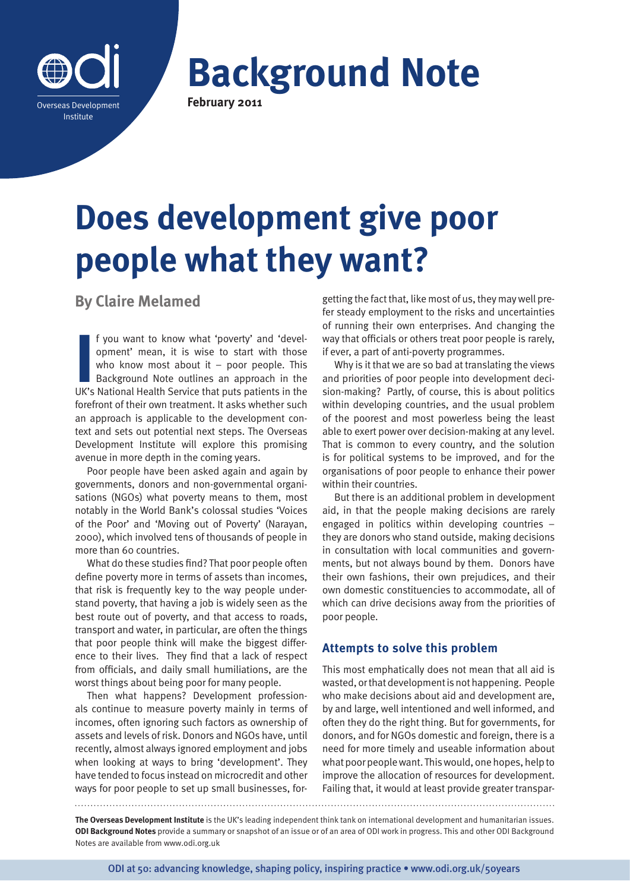# Background Note

**February 2011**

# Does development give poor people what they want?

## By Claire Melamed

If you want to know what 'poverty' and 'development' mean, it is wise to start with those who know most about it – poor people. This Background Note outlines an approach in the UK's National Health Service that puts patients in the forefront of their own treatment. It asks whether such an approach is applicable to the development context and sets out potential next steps. The Overseas Development Institute will explore this promising avenue in more depth in the coming years.

Poor people have been asked again and again by governments, donors and non-governmental organisations (NGOs) what poverty means to them, most notably in the World Bank's colossal studies 'Voices of the Poor' and 'Moving out of Poverty' (Narayan, 2000), which involved tens of thousands of people in more than 60 countries.

What do these studies find? That poor people often define poverty more in terms of assets than incomes, that risk is frequently key to the way people understand poverty, that having a job is widely seen as the best route out of poverty, and that access to roads, transport and water, in particular, are often the things that poor people think will make the biggest difference to their lives. They find that a lack of respect from officials, and daily small humiliations, are the worst things about being poor for many people.

Then what happens? Development professionals continue to measure poverty mainly in terms of incomes, often ignoring such factors as ownership of assets and levels of risk. Donors and NGOs have, until recently, almost always ignored employment and jobs when looking at ways to bring 'development'. They have tended to focus instead on microcredit and other ways for poor people to set up small businesses, forgetting the fact that, like most of us, they may well prefer steady employment to the risks and uncertainties of running their own enterprises. And changing the way that officials or others treat poor people is rarely, if ever, a part of anti-poverty programmes.

Why is it that we are so bad at translating the views and priorities of poor people into development decision-making? Partly, of course, this is about politics within developing countries, and the usual problem of the poorest and most powerless being the least able to exert power over decision-making at any level. That is common to every country, and the solution is for political systems to be improved, and for the organisations of poor people to enhance their power within their countries.

But there is an additional problem in development aid, in that the people making decisions are rarely engaged in politics within developing countries – they are donors who stand outside, making decisions in consultation with local communities and governments, but not always bound by them. Donors have their own fashions, their own prejudices, and their own domestic constituencies to accommodate, all of which can drive decisions away from the priorities of poor people.

### Attempts to solve this problem

This most emphatically does not mean that all aid is wasted, or that development is not happening. People who make decisions about aid and development are, by and large, well intentioned and well informed, and often they do the right thing. But for governments, for donors, and for NGOs domestic and foreign, there is a need for more timely and useable information about what poor people want. This would, one hopes, help to improve the allocation of resources for development. Failing that, it would at least provide greater transpar-

**The Overseas Development Institute** is the UK's leading independent think tank on international development and humanitarian issues. **ODI Background Notes** provide a summary or snapshot of an issue or of an area of ODI work in progress. This and other ODI Background Notes are available from www.odi.org.uk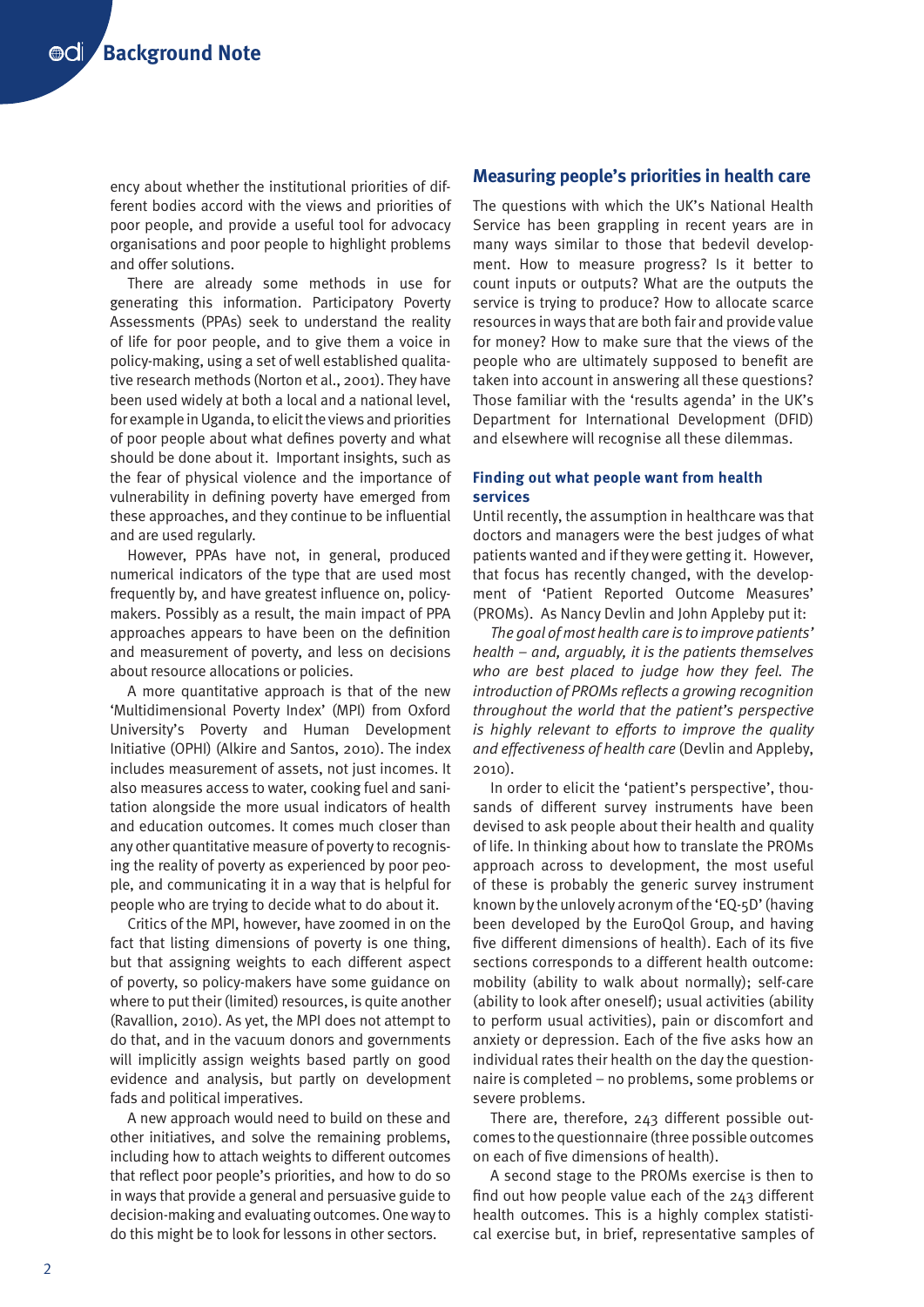ency about whether the institutional priorities of different bodies accord with the views and priorities of poor people, and provide a useful tool for advocacy organisations and poor people to highlight problems and offer solutions.

There are already some methods in use for generating this information. Participatory Poverty Assessments (PPAs) seek to understand the reality of life for poor people, and to give them a voice in policy-making, using a set of well established qualitative research methods (Norton et al., 2001). They have been used widely at both a local and a national level, for example in Uganda, to elicit the views and priorities of poor people about what defines poverty and what should be done about it. Important insights, such as the fear of physical violence and the importance of vulnerability in defining poverty have emerged from these approaches, and they continue to be influential and are used regularly.

However, PPAs have not, in general, produced numerical indicators of the type that are used most frequently by, and have greatest influence on, policy-makers. Possibly as a result, the main impact of PPA approaches appears to have been on the definition and measurement of poverty, and less on decisions about resource allocations or policies.

A more quantitative approach is that of the new 'Multidimensional Poverty Index' (MPI) from Oxford University's Poverty and Human Development Initiative (OPHI) (Alkire and Santos, 2010). The index includes measurement of assets, not just incomes. It also measures access to water, cooking fuel and sanitation alongside the more usual indicators of health and education outcomes. It comes much closer than any other quantitative measure of poverty to recognising the reality of poverty as experienced by poor people, and communicating it in a way that is helpful for people who are trying to decide what to do about it.

Critics of the MPI, however, have zoomed in on the fact that listing dimensions of poverty is one thing, but that assigning weights to each different aspect of poverty, so policy-makers have some guidance on where to put their (limited) resources, is quite another (Ravallion, 2010). As yet, the MPI does not attempt to do that, and in the vacuum donors and governments will implicitly assign weights based partly on good evidence and analysis, but partly on development fads and political imperatives.

A new approach would need to build on these and other initiatives, and solve the remaining problems, including how to attach weights to different outcomes that reflect poor people's priorities, and how to do so in ways that provide a general and persuasive guide to decision-making and evaluating outcomes. One way to do this might be to look for lessons in other sectors.

## Measuring people's priorities in health care

The questions with which the UK's National Health Service has been grappling in recent years are in many ways similar to those that bedevil development. How to measure progress? Is it better to count inputs or outputs? What are the outputs the service is trying to produce? How to allocate scarce resources in ways that are both fair and provide value for money? How to make sure that the views of the people who are ultimately supposed to benefit are taken into account in answering all these questions? Those familiar with the 'results agenda' in the UK's Department for International Development (DFID) and elsewhere will recognise all these dilemmas.

### Finding out what people want from health services

Until recently, the assumption in healthcare was that doctors and managers were the best judges of what patients wanted and if they were getting it. However, that focus has recently changed, with the development of 'Patient Reported Outcome Measures' (PROMs). As Nancy Devlin and John Appleby put it:

*The goal of most health care is to improve patients' health – and, arguably, it is the patients themselves who are best placed to judge how they feel. The introduction of PROMs reflects a growing recognition throughout the world that the patient's perspective is highly relevant to efforts to improve the quality and effectiveness of health care* (Devlin and Appleby, 2010).

In order to elicit the 'patient's perspective', thousands of different survey instruments have been devised to ask people about their health and quality of life. In thinking about how to translate the PROMs approach across to development, the most useful of these is probably the generic survey instrument known by the unlovely acronym of the 'EQ-5D' (having been developed by the EuroQol Group, and having five different dimensions of health). Each of its five sections corresponds to a different health outcome: mobility (ability to walk about normally); self-care (ability to look after oneself); usual activities (ability to perform usual activities), pain or discomfort and anxiety or depression. Each of the five asks how an individual rates their health on the day the questionnaire is completed – no problems, some problems or severe problems.

There are, therefore, 243 different possible outcomes to the questionnaire (three possible outcomes on each of five dimensions of health).

A second stage to the PROMs exercise is then to find out how people value each of the 243 different health outcomes. This is a highly complex statistical exercise but, in brief, representative samples of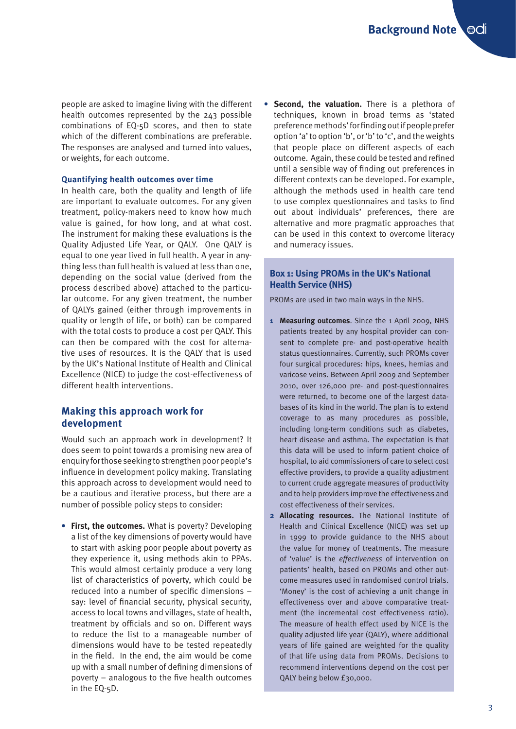people are asked to imagine living with the different health outcomes represented by the 243 possible combinations of EQ-5D scores, and then to state which of the different combinations are preferable. The responses are analysed and turned into values, or weights, for each outcome.

### Quantifying health outcomes over time

In health care, both the quality and length of life are important to evaluate outcomes. For any given treatment, policy-makers need to know how much value is gained, for how long, and at what cost. The instrument for making these evaluations is the Quality Adjusted Life Year, or QALY. One QALY is equal to one year lived in full health. A year in anything less than full health is valued at less than one, depending on the social value (derived from the process described above) attached to the particular outcome. For any given treatment, the number of QALYs gained (either through improvements in quality or length of life, or both) can be compared with the total costs to produce a cost per QALY. This can then be compared with the cost for alternative uses of resources. It is the QALY that is used by the UK's National Institute of Health and Clinical Excellence (NICE) to judge the cost-effectiveness of different health interventions.

## Making this approach work for development

Would such an approach work in development? It does seem to point towards a promising new area of enquiry for those seeking to strengthen poor people's influence in development policy making. Translating this approach across to development would need to be a cautious and iterative process, but there are a number of possible policy steps to consider:

- **First, the outcomes.** What is poverty? Developing a list of the key dimensions of poverty would have to start with asking poor people about poverty as they experience it, using methods akin to PPAs. This would almost certainly produce a very long list of characteristics of poverty, which could be reduced into a number of specific dimensions – say: level of financial security, physical security, access to local towns and villages, state of health, treatment by officials and so on. Different ways to reduce the list to a manageable number of dimensions would have to be tested repeatedly in the field. In the end, the aim would be come up with a small number of defining dimensions of poverty – analogous to the five health outcomes in the EQ-5D.
- **Second, the valuation.** There is a plethora of techniques, known in broad terms as 'stated preference methods' for finding out if people prefer option 'a' to option 'b', or 'b' to 'c', and the weights that people place on different aspects of each outcome. Again, these could be tested and refined until a sensible way of finding out preferences in different contexts can be developed. For example, although the methods used in health care tend to use complex questionnaires and tasks to find out about individuals' preferences, there are alternative and more pragmatic approaches that can be used in this context to overcome literacy and numeracy issues.

### Box 1: Using PROMs in the UK's National Health Service (NHS)

PROMs are used in two main ways in the NHS.

1. **Measuring outcomes**. Since the 1 April 2009, NHS patients treated by any hospital provider can consent to complete pre- and post-operative health status questionnaires. Currently, such PROMs cover four surgical procedures: hips, knees, hernias and varicose veins. Between April 2009 and September 2010, over 126,000 pre- and post-questionnaires were returned, to become one of the largest databases of its kind in the world. The plan is to extend coverage to as many procedures as possible, including long-term conditions such as diabetes, heart disease and asthma. The expectation is that this data will be used to inform patient choice of hospital, to aid commissioners of care to select cost effective providers, to provide a quality adjustment to current crude aggregate measures of productivity and to help providers improve the effectiveness and cost effectiveness of their services.
2. **Allocating resources.** The National Institute of Health and Clinical Excellence (NICE) was set up in 1999 to provide guidance to the NHS about the value for money of treatments. The measure of 'value' is the *effectiveness* of intervention on patients' health, based on PROMs and other outcome measures used in randomised control trials. 'Money' is the cost of achieving a unit change in effectiveness over and above comparative treatment (the incremental cost effectiveness ratio). The measure of health effect used by NICE is the quality adjusted life year (QALY), where additional years of life gained are weighted for the quality of that life using data from PROMs. Decisions to recommend interventions depend on the cost per QALY being below £30,000.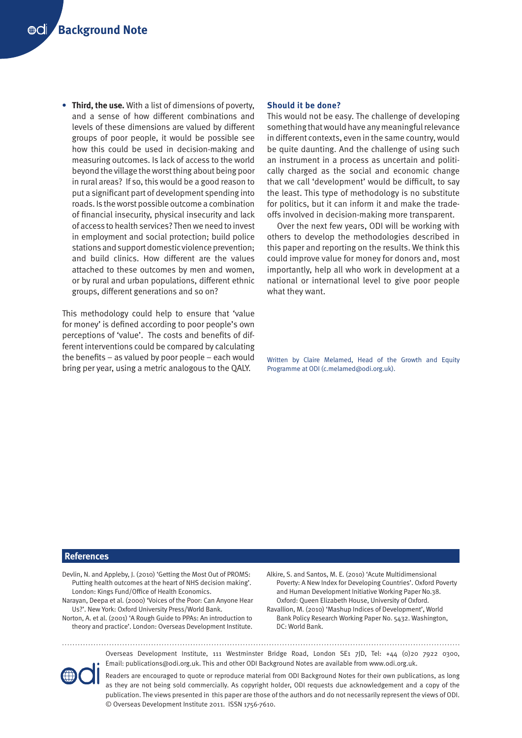- **Third, the use.** With a list of dimensions of poverty, and a sense of how different combinations and levels of these dimensions are valued by different groups of poor people, it would be possible see how this could be used in decision-making and measuring outcomes. Is lack of access to the world beyond the village the worst thing about being poor in rural areas? If so, this would be a good reason to put a significant part of development spending into roads. Is the worst possible outcome a combination of financial insecurity, physical insecurity and lack of access to health services? Then we need to invest in employment and social protection; build police stations and support domestic violence prevention; and build clinics. How different are the values attached to these outcomes by men and women, or by rural and urban populations, different ethnic groups, different generations and so on?

This methodology could help to ensure that 'value for money' is defined according to poor people's own perceptions of 'value'. The costs and benefits of different interventions could be compared by calculating the benefits – as valued by poor people – each would bring per year, using a metric analogous to the QALY.

### Should it be done?

This would not be easy. The challenge of developing something that would have any meaningful relevance in different contexts, even in the same country, would be quite daunting. And the challenge of using such an instrument in a process as uncertain and politically charged as the social and economic change that we call 'development' would be difficult, to say the least. This type of methodology is no substitute for politics, but it can inform it and make the trade-offs involved in decision-making more transparent.

Over the next few years, ODI will be working with others to develop the methodologies described in this paper and reporting on the results. We think this could improve value for money for donors and, most importantly, help all who work in development at a national or international level to give poor people what they want.

Written by Claire Melamed, Head of the Growth and Equity Programme at ODI (c.melamed@odi.org.uk).

## References

Devlin, N. and Appleby, J. (2010) 'Getting the Most Out of PROMS: Putting health outcomes at the heart of NHS decision making'. London: Kings Fund/Office of Health Economics.

Narayan, Deepa et al. (2000) 'Voices of the Poor: Can Anyone Hear Us?'. New York: Oxford University Press/World Bank.

Norton, A. et al. (2001) 'A Rough Guide to PPAs: An introduction to theory and practice'. London: Overseas Development Institute.

Alkire, S. and Santos, M. E. (2010) 'Acute Multidimensional Poverty: A New Index for Developing Countries'. Oxford Poverty and Human Development Initiative Working Paper No.38. Oxford: Queen Elizabeth House, University of Oxford.

Ravallion, M. (2010) 'Mashup Indices of Development', World Bank Policy Research Working Paper No. 5432. Washington, DC: World Bank.

Overseas Development Institute, 111 Westminster Bridge Road, London SE1 7JD, Tel: +44 (0)20 7922 0300, Email: publications@odi.org.uk. This and other ODI Background Notes are available from www.odi.org.uk.

Readers are encouraged to quote or reproduce material from ODI Background Notes for their own publications, as long as they are not being sold commercially. As copyright holder, ODI requests due acknowledgement and a copy of the publication. The views presented in this paper are those of the authors and do not necessarily represent the views of ODI. © Overseas Development Institute 2011. ISSN 1756-7610.